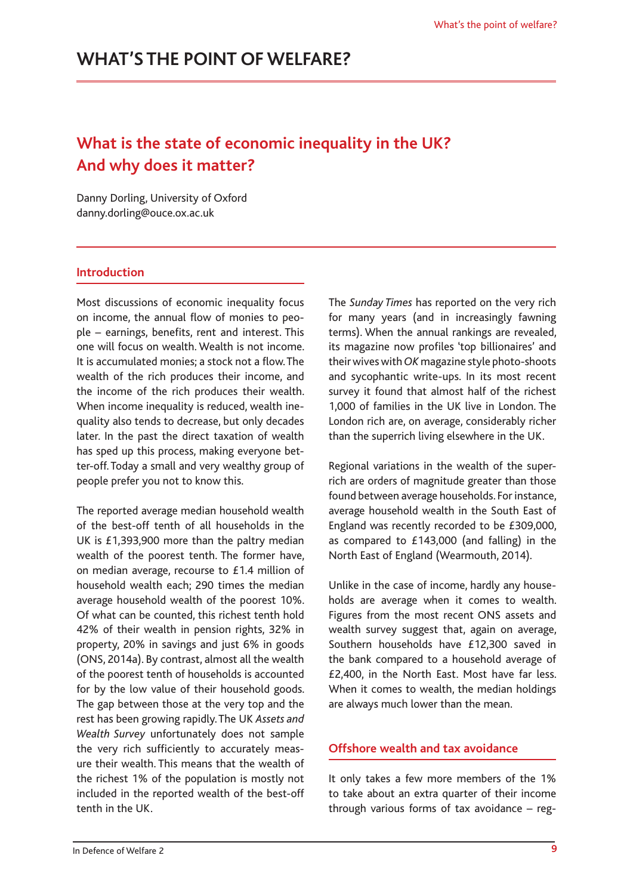# WHAT'S THE POINT OF WELFARE?

## What is the state of economic inequality in the UK? And why does it matter?

Danny Dorling, University of Oxford
danny.dorling@ouce.ox.ac.uk

### Introduction

Most discussions of economic inequality focus on income, the annual flow of monies to people – earnings, benefits, rent and interest. This one will focus on wealth. Wealth is not income. It is accumulated monies; a stock not a flow. The wealth of the rich produces their income, and the income of the rich produces their wealth. When income inequality is reduced, wealth inequality also tends to decrease, but only decades later. In the past the direct taxation of wealth has sped up this process, making everyone better-off. Today a small and very wealthy group of people prefer you not to know this.

The reported average median household wealth of the best-off tenth of all households in the UK is £1,393,900 more than the paltry median wealth of the poorest tenth. The former have, on median average, recourse to £1.4 million of household wealth each; 290 times the median average household wealth of the poorest 10%. Of what can be counted, this richest tenth hold 42% of their wealth in pension rights, 32% in property, 20% in savings and just 6% in goods (ONS, 2014a). By contrast, almost all the wealth of the poorest tenth of households is accounted for by the low value of their household goods. The gap between those at the very top and the rest has been growing rapidly. The UK *Assets and Wealth Survey* unfortunately does not sample the very rich sufficiently to accurately measure their wealth. This means that the wealth of the richest 1% of the population is mostly not included in the reported wealth of the best-off tenth in the UK.

The *Sunday Times* has reported on the very rich for many years (and in increasingly fawning terms). When the annual rankings are revealed, its magazine now profiles 'top billionaires' and their wives with *OK* magazine style photo-shoots and sycophantic write-ups. In its most recent survey it found that almost half of the richest 1,000 of families in the UK live in London. The London rich are, on average, considerably richer than the superrich living elsewhere in the UK.

Regional variations in the wealth of the super-rich are orders of magnitude greater than those found between average households. For instance, average household wealth in the South East of England was recently recorded to be £309,000, as compared to £143,000 (and falling) in the North East of England (Wearmouth, 2014).

Unlike in the case of income, hardly any households are average when it comes to wealth. Figures from the most recent ONS assets and wealth survey suggest that, again on average, Southern households have £12,300 saved in the bank compared to a household average of £2,400, in the North East. Most have far less. When it comes to wealth, the median holdings are always much lower than the mean.

### Offshore wealth and tax avoidance

It only takes a few more members of the 1% to take about an extra quarter of their income through various forms of tax avoidance – reg-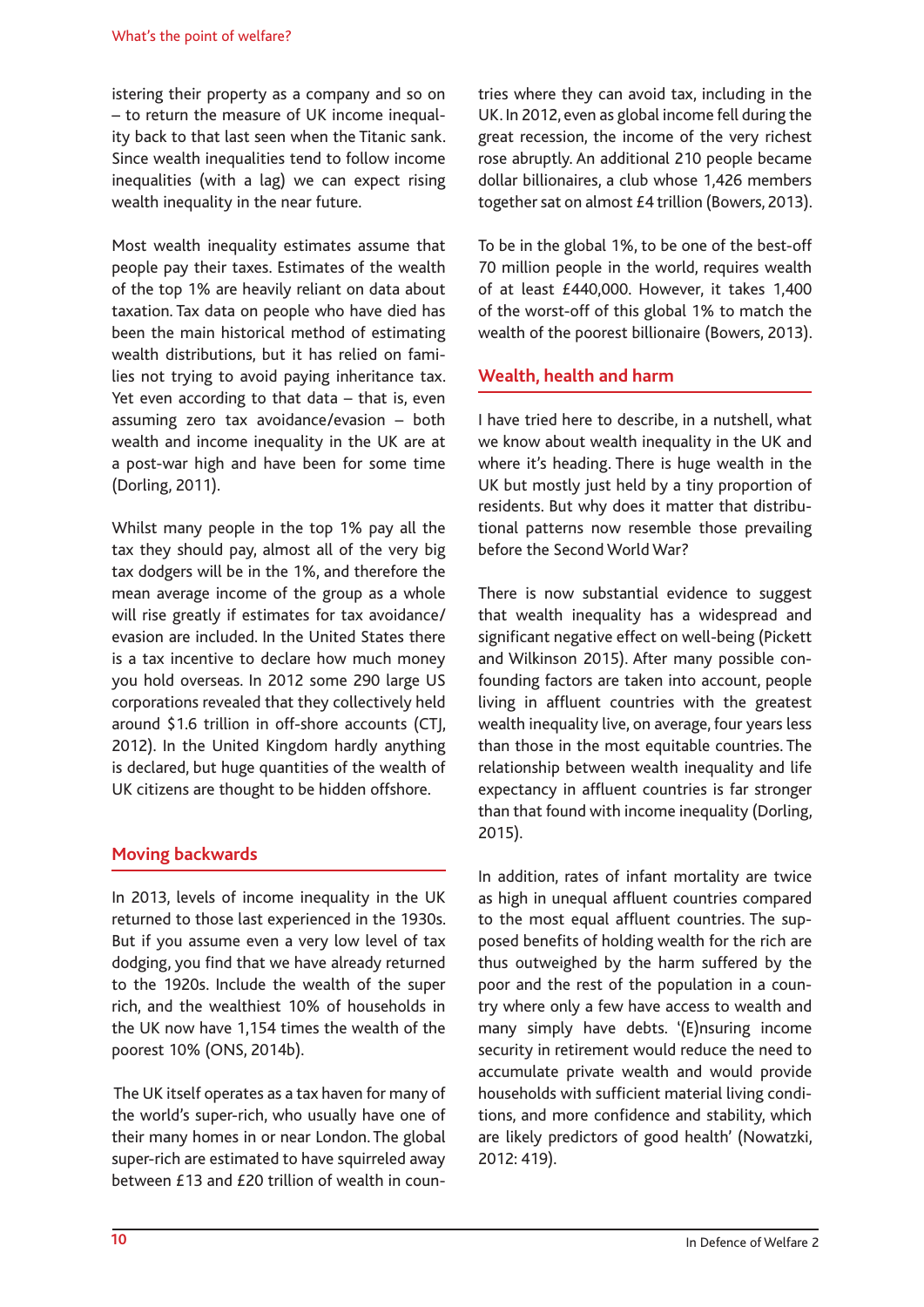istering their property as a company and so on – to return the measure of UK income inequality back to that last seen when the Titanic sank. Since wealth inequalities tend to follow income inequalities (with a lag) we can expect rising wealth inequality in the near future.

Most wealth inequality estimates assume that people pay their taxes. Estimates of the wealth of the top 1% are heavily reliant on data about taxation. Tax data on people who have died has been the main historical method of estimating wealth distributions, but it has relied on families not trying to avoid paying inheritance tax. Yet even according to that data – that is, even assuming zero tax avoidance/evasion – both wealth and income inequality in the UK are at a post-war high and have been for some time (Dorling, 2011).

Whilst many people in the top 1% pay all the tax they should pay, almost all of the very big tax dodgers will be in the 1%, and therefore the mean average income of the group as a whole will rise greatly if estimates for tax avoidance/evasion are included. In the United States there is a tax incentive to declare how much money you hold overseas. In 2012 some 290 large US corporations revealed that they collectively held around $1.6 trillion in off-shore accounts (CTJ, 2012). In the United Kingdom hardly anything is declared, but huge quantities of the wealth of UK citizens are thought to be hidden offshore.

## Moving backwards

In 2013, levels of income inequality in the UK returned to those last experienced in the 1930s. But if you assume even a very low level of tax dodging, you find that we have already returned to the 1920s. Include the wealth of the super rich, and the wealthiest 10% of households in the UK now have 1,154 times the wealth of the poorest 10% (ONS, 2014b).

The UK itself operates as a tax haven for many of the world's super-rich, who usually have one of their many homes in or near London. The global super-rich are estimated to have squirreled away between £13 and £20 trillion of wealth in countries where they can avoid tax, including in the UK. In 2012, even as global income fell during the great recession, the income of the very richest rose abruptly. An additional 210 people became dollar billionaires, a club whose 1,426 members together sat on almost £4 trillion (Bowers, 2013).

To be in the global 1%, to be one of the best-off 70 million people in the world, requires wealth of at least £440,000. However, it takes 1,400 of the worst-off of this global 1% to match the wealth of the poorest billionaire (Bowers, 2013).

## Wealth, health and harm

I have tried here to describe, in a nutshell, what we know about wealth inequality in the UK and where it's heading. There is huge wealth in the UK but mostly just held by a tiny proportion of residents. But why does it matter that distributional patterns now resemble those prevailing before the Second World War?

There is now substantial evidence to suggest that wealth inequality has a widespread and significant negative effect on well-being (Pickett and Wilkinson 2015). After many possible confounding factors are taken into account, people living in affluent countries with the greatest wealth inequality live, on average, four years less than those in the most equitable countries. The relationship between wealth inequality and life expectancy in affluent countries is far stronger than that found with income inequality (Dorling, 2015).

In addition, rates of infant mortality are twice as high in unequal affluent countries compared to the most equal affluent countries. The supposed benefits of holding wealth for the rich are thus outweighed by the harm suffered by the poor and the rest of the population in a country where only a few have access to wealth and many simply have debts. '(E)nsuring income security in retirement would reduce the need to accumulate private wealth and would provide households with sufficient material living conditions, and more confidence and stability, which are likely predictors of good health' (Nowatzki, 2012: 419).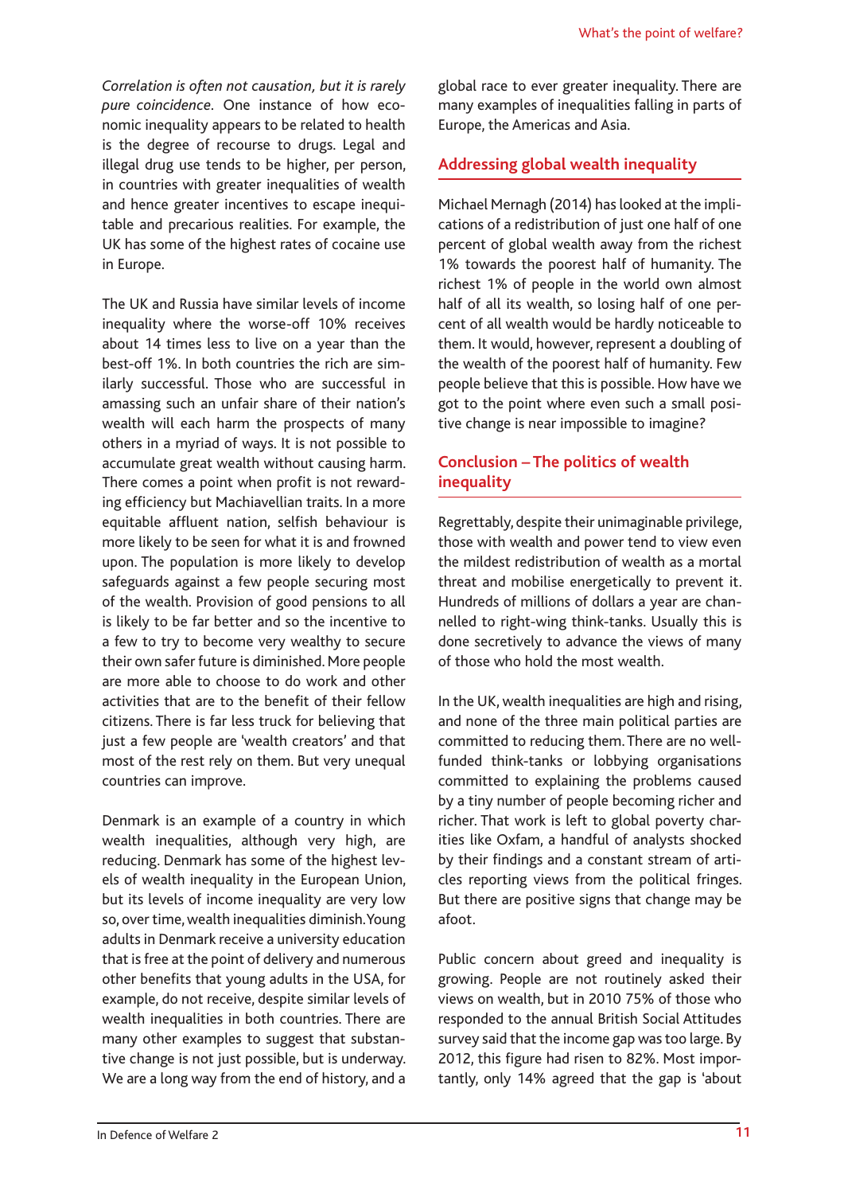*Correlation is often not causation, but it is rarely pure coincidence*. One instance of how economic inequality appears to be related to health is the degree of recourse to drugs. Legal and illegal drug use tends to be higher, per person, in countries with greater inequalities of wealth and hence greater incentives to escape inequitable and precarious realities. For example, the UK has some of the highest rates of cocaine use in Europe.

The UK and Russia have similar levels of income inequality where the worse-off 10% receives about 14 times less to live on a year than the best-off 1%. In both countries the rich are similarly successful. Those who are successful in amassing such an unfair share of their nation's wealth will each harm the prospects of many others in a myriad of ways. It is not possible to accumulate great wealth without causing harm. There comes a point when profit is not rewarding efficiency but Machiavellian traits. In a more equitable affluent nation, selfish behaviour is more likely to be seen for what it is and frowned upon. The population is more likely to develop safeguards against a few people securing most of the wealth. Provision of good pensions to all is likely to be far better and so the incentive to a few to try to become very wealthy to secure their own safer future is diminished. More people are more able to choose to do work and other activities that are to the benefit of their fellow citizens. There is far less truck for believing that just a few people are 'wealth creators' and that most of the rest rely on them. But very unequal countries can improve.

Denmark is an example of a country in which wealth inequalities, although very high, are reducing. Denmark has some of the highest levels of wealth inequality in the European Union, but its levels of income inequality are very low so, over time, wealth inequalities diminish. Young adults in Denmark receive a university education that is free at the point of delivery and numerous other benefits that young adults in the USA, for example, do not receive, despite similar levels of wealth inequalities in both countries. There are many other examples to suggest that substantive change is not just possible, but is underway. We are a long way from the end of history, and a global race to ever greater inequality. There are many examples of inequalities falling in parts of Europe, the Americas and Asia.

## Addressing global wealth inequality

Michael Mernagh (2014) has looked at the implications of a redistribution of just one half of one percent of global wealth away from the richest 1% towards the poorest half of humanity. The richest 1% of people in the world own almost half of all its wealth, so losing half of one percent of all wealth would be hardly noticeable to them. It would, however, represent a doubling of the wealth of the poorest half of humanity. Few people believe that this is possible. How have we got to the point where even such a small positive change is near impossible to imagine?

## Conclusion – The politics of wealth inequality

Regrettably, despite their unimaginable privilege, those with wealth and power tend to view even the mildest redistribution of wealth as a mortal threat and mobilise energetically to prevent it. Hundreds of millions of dollars a year are channelled to right-wing think-tanks. Usually this is done secretively to advance the views of many of those who hold the most wealth.

In the UK, wealth inequalities are high and rising, and none of the three main political parties are committed to reducing them. There are no well-funded think-tanks or lobbying organisations committed to explaining the problems caused by a tiny number of people becoming richer and richer. That work is left to global poverty charities like Oxfam, a handful of analysts shocked by their findings and a constant stream of articles reporting views from the political fringes. But there are positive signs that change may be afoot.

Public concern about greed and inequality is growing. People are not routinely asked their views on wealth, but in 2010 75% of those who responded to the annual British Social Attitudes survey said that the income gap was too large. By 2012, this figure had risen to 82%. Most importantly, only 14% agreed that the gap is 'about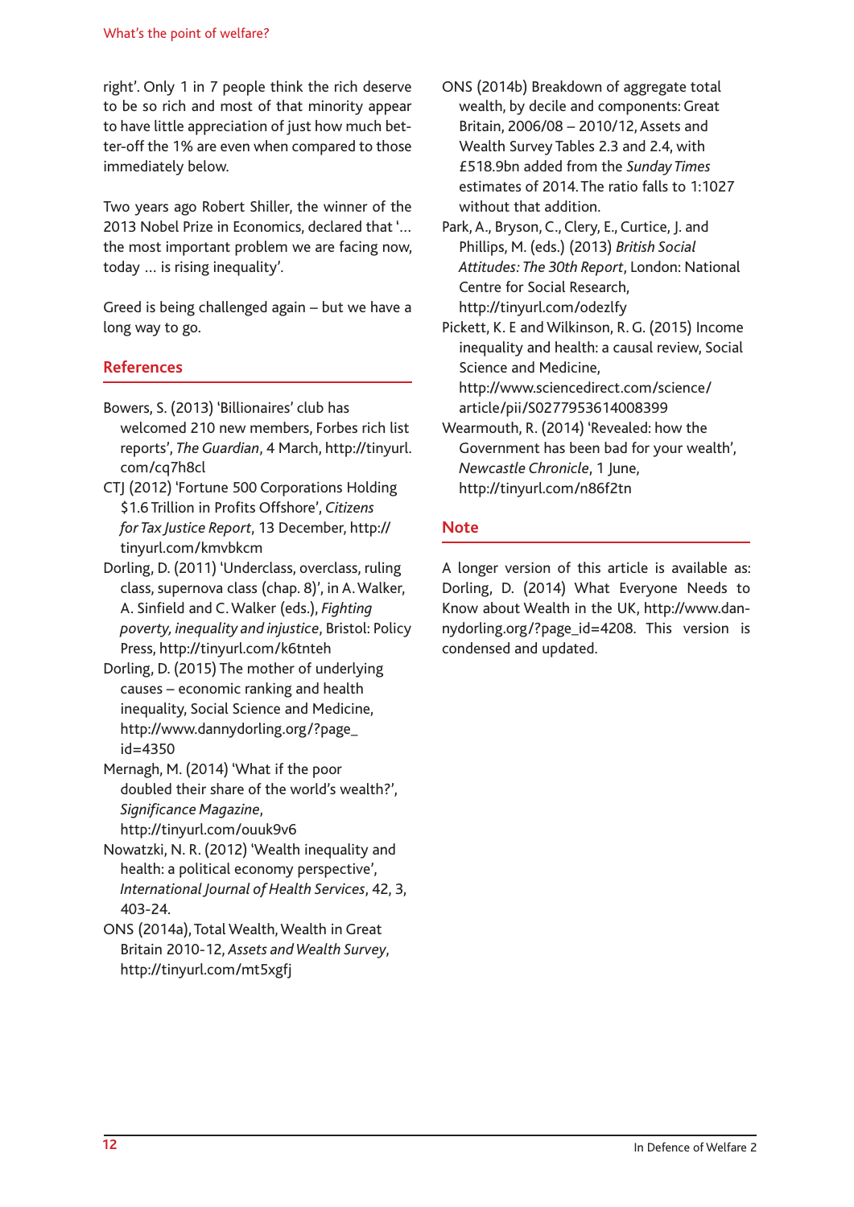right'. Only 1 in 7 people think the rich deserve to be so rich and most of that minority appear to have little appreciation of just how much better-off the 1% are even when compared to those immediately below.

Two years ago Robert Shiller, the winner of the 2013 Nobel Prize in Economics, declared that '... the most important problem we are facing now, today ... is rising inequality'.

Greed is being challenged again – but we have a long way to go.

## References

Bowers, S. (2013) 'Billionaires' club has welcomed 210 new members, Forbes rich list reports', *The Guardian*, 4 March, http://tinyurl.com/cq7h8cl

CTJ (2012) 'Fortune 500 Corporations Holding $1.6 Trillion in Profits Offshore', *Citizens for Tax Justice Report*, 13 December, http://tinyurl.com/kmvbkcm

Dorling, D. (2011) 'Underclass, overclass, ruling class, supernova class (chap. 8)', in A. Walker, A. Sinfield and C. Walker (eds.), *Fighting poverty, inequality and injustice*, Bristol: Policy Press, http://tinyurl.com/k6tnteh

Dorling, D. (2015) The mother of underlying causes – economic ranking and health inequality, Social Science and Medicine, http://www.dannydorling.org/?page_id=4350

Mernagh, M. (2014) 'What if the poor doubled their share of the world's wealth?', *Significance Magazine*, http://tinyurl.com/ouuk9v6

Nowatzki, N. R. (2012) 'Wealth inequality and health: a political economy perspective', *International Journal of Health Services*, 42, 3, 403-24.

ONS (2014a), Total Wealth, Wealth in Great Britain 2010-12, *Assets and Wealth Survey*, http://tinyurl.com/mt5xgfj

ONS (2014b) Breakdown of aggregate total wealth, by decile and components: Great Britain, 2006/08 – 2010/12, Assets and Wealth Survey Tables 2.3 and 2.4, with £518.9bn added from the *Sunday Times* estimates of 2014. The ratio falls to 1:1027 without that addition.

Park, A., Bryson, C., Clery, E., Curtice, J. and Phillips, M. (eds.) (2013) *British Social Attitudes: The 30th Report*, London: National Centre for Social Research, http://tinyurl.com/odezlfy

Pickett, K. E and Wilkinson, R. G. (2015) Income inequality and health: a causal review, Social Science and Medicine, http://www.sciencedirect.com/science/article/pii/S0277953614008399

Wearmouth, R. (2014) 'Revealed: how the Government has been bad for your wealth', *Newcastle Chronicle*, 1 June, http://tinyurl.com/n86f2tn

## Note

A longer version of this article is available as: Dorling, D. (2014) What Everyone Needs to Know about Wealth in the UK, http://www.dannydorling.org/?page_id=4208. This version is condensed and updated.